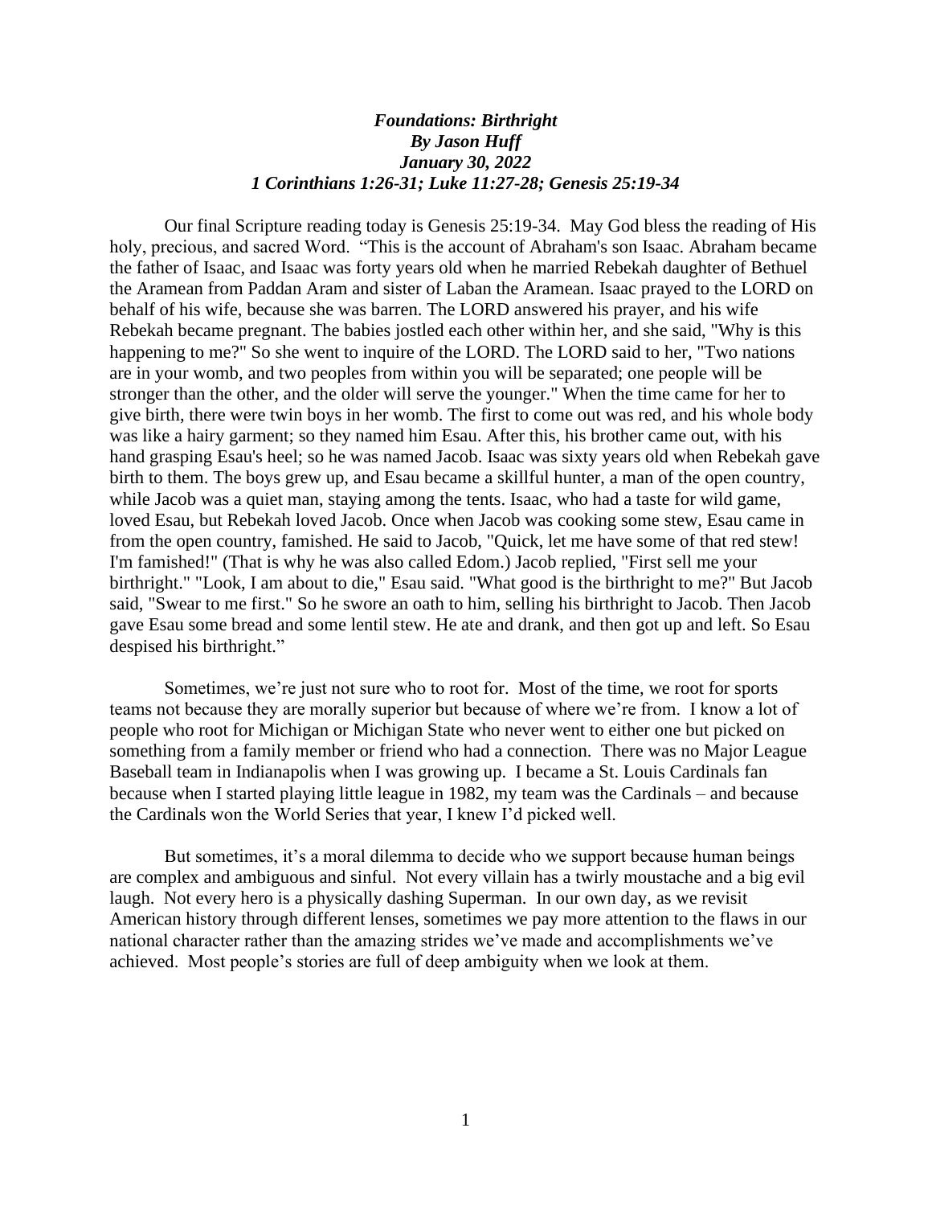***Foundations: Birthright***
***By Jason Huff***
***January 30, 2022***
***1 Corinthians 1:26-31; Luke 11:27-28; Genesis 25:19-34***

Our final Scripture reading today is Genesis 25:19-34. May God bless the reading of His holy, precious, and sacred Word. "This is the account of Abraham's son Isaac. Abraham became the father of Isaac, and Isaac was forty years old when he married Rebekah daughter of Bethuel the Aramean from Paddan Aram and sister of Laban the Aramean. Isaac prayed to the LORD on behalf of his wife, because she was barren. The LORD answered his prayer, and his wife Rebekah became pregnant. The babies jostled each other within her, and she said, "Why is this happening to me?" So she went to inquire of the LORD. The LORD said to her, "Two nations are in your womb, and two peoples from within you will be separated; one people will be stronger than the other, and the older will serve the younger." When the time came for her to give birth, there were twin boys in her womb. The first to come out was red, and his whole body was like a hairy garment; so they named him Esau. After this, his brother came out, with his hand grasping Esau's heel; so he was named Jacob. Isaac was sixty years old when Rebekah gave birth to them. The boys grew up, and Esau became a skillful hunter, a man of the open country, while Jacob was a quiet man, staying among the tents. Isaac, who had a taste for wild game, loved Esau, but Rebekah loved Jacob. Once when Jacob was cooking some stew, Esau came in from the open country, famished. He said to Jacob, "Quick, let me have some of that red stew! I'm famished!" (That is why he was also called Edom.) Jacob replied, "First sell me your birthright." "Look, I am about to die," Esau said. "What good is the birthright to me?" But Jacob said, "Swear to me first." So he swore an oath to him, selling his birthright to Jacob. Then Jacob gave Esau some bread and some lentil stew. He ate and drank, and then got up and left. So Esau despised his birthright."

Sometimes, we're just not sure who to root for. Most of the time, we root for sports teams not because they are morally superior but because of where we're from. I know a lot of people who root for Michigan or Michigan State who never went to either one but picked on something from a family member or friend who had a connection. There was no Major League Baseball team in Indianapolis when I was growing up. I became a St. Louis Cardinals fan because when I started playing little league in 1982, my team was the Cardinals – and because the Cardinals won the World Series that year, I knew I'd picked well.

But sometimes, it's a moral dilemma to decide who we support because human beings are complex and ambiguous and sinful. Not every villain has a twirly moustache and a big evil laugh. Not every hero is a physically dashing Superman. In our own day, as we revisit American history through different lenses, sometimes we pay more attention to the flaws in our national character rather than the amazing strides we've made and accomplishments we've achieved. Most people's stories are full of deep ambiguity when we look at them.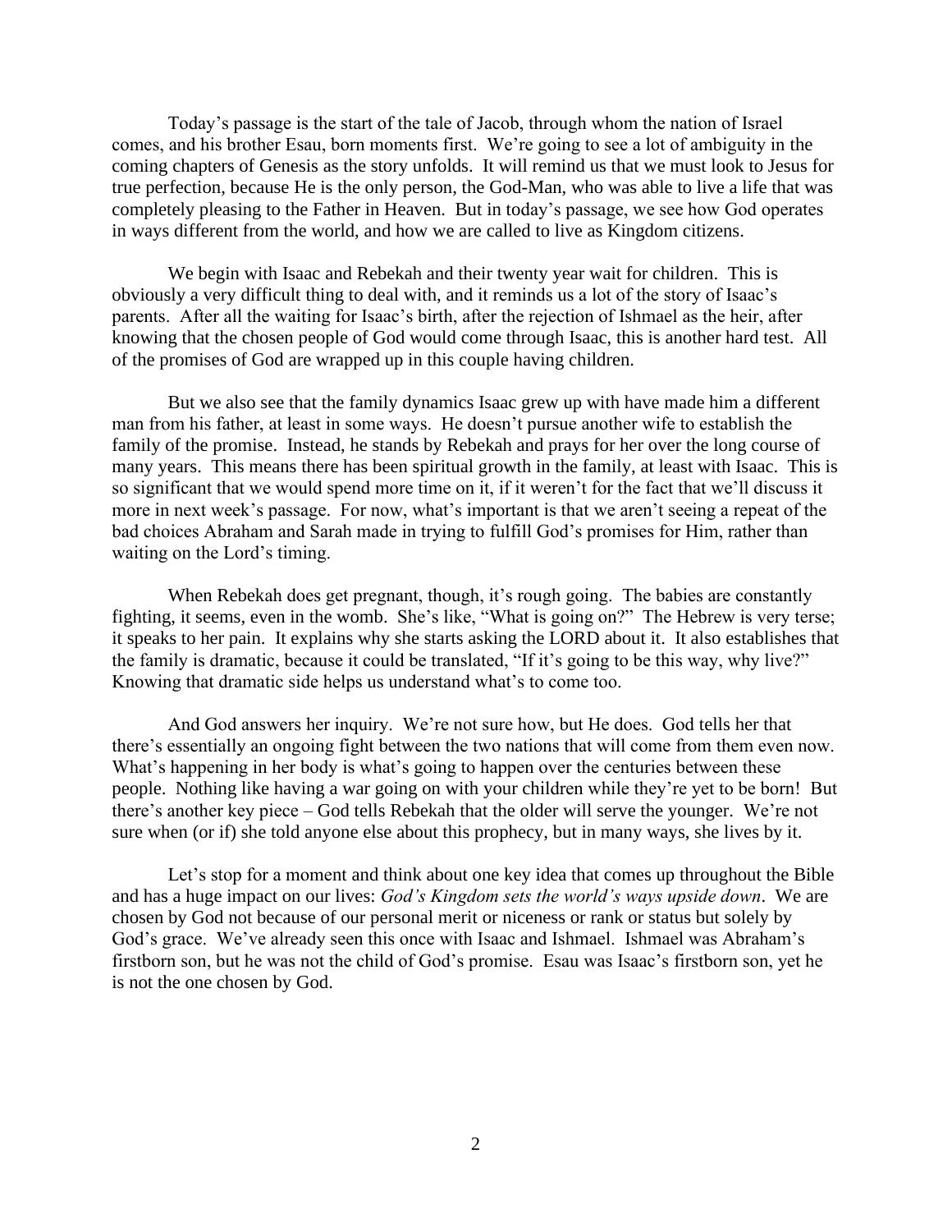Today's passage is the start of the tale of Jacob, through whom the nation of Israel comes, and his brother Esau, born moments first. We're going to see a lot of ambiguity in the coming chapters of Genesis as the story unfolds. It will remind us that we must look to Jesus for true perfection, because He is the only person, the God-Man, who was able to live a life that was completely pleasing to the Father in Heaven. But in today's passage, we see how God operates in ways different from the world, and how we are called to live as Kingdom citizens.

We begin with Isaac and Rebekah and their twenty year wait for children. This is obviously a very difficult thing to deal with, and it reminds us a lot of the story of Isaac's parents. After all the waiting for Isaac's birth, after the rejection of Ishmael as the heir, after knowing that the chosen people of God would come through Isaac, this is another hard test. All of the promises of God are wrapped up in this couple having children.

But we also see that the family dynamics Isaac grew up with have made him a different man from his father, at least in some ways. He doesn't pursue another wife to establish the family of the promise. Instead, he stands by Rebekah and prays for her over the long course of many years. This means there has been spiritual growth in the family, at least with Isaac. This is so significant that we would spend more time on it, if it weren't for the fact that we'll discuss it more in next week's passage. For now, what's important is that we aren't seeing a repeat of the bad choices Abraham and Sarah made in trying to fulfill God's promises for Him, rather than waiting on the Lord's timing.

When Rebekah does get pregnant, though, it's rough going. The babies are constantly fighting, it seems, even in the womb. She's like, "What is going on?" The Hebrew is very terse; it speaks to her pain. It explains why she starts asking the LORD about it. It also establishes that the family is dramatic, because it could be translated, "If it's going to be this way, why live?" Knowing that dramatic side helps us understand what's to come too.

And God answers her inquiry. We're not sure how, but He does. God tells her that there's essentially an ongoing fight between the two nations that will come from them even now. What's happening in her body is what's going to happen over the centuries between these people. Nothing like having a war going on with your children while they're yet to be born! But there's another key piece – God tells Rebekah that the older will serve the younger. We're not sure when (or if) she told anyone else about this prophecy, but in many ways, she lives by it.

Let's stop for a moment and think about one key idea that comes up throughout the Bible and has a huge impact on our lives: *God's Kingdom sets the world's ways upside down*. We are chosen by God not because of our personal merit or niceness or rank or status but solely by God's grace. We've already seen this once with Isaac and Ishmael. Ishmael was Abraham's firstborn son, but he was not the child of God's promise. Esau was Isaac's firstborn son, yet he is not the one chosen by God.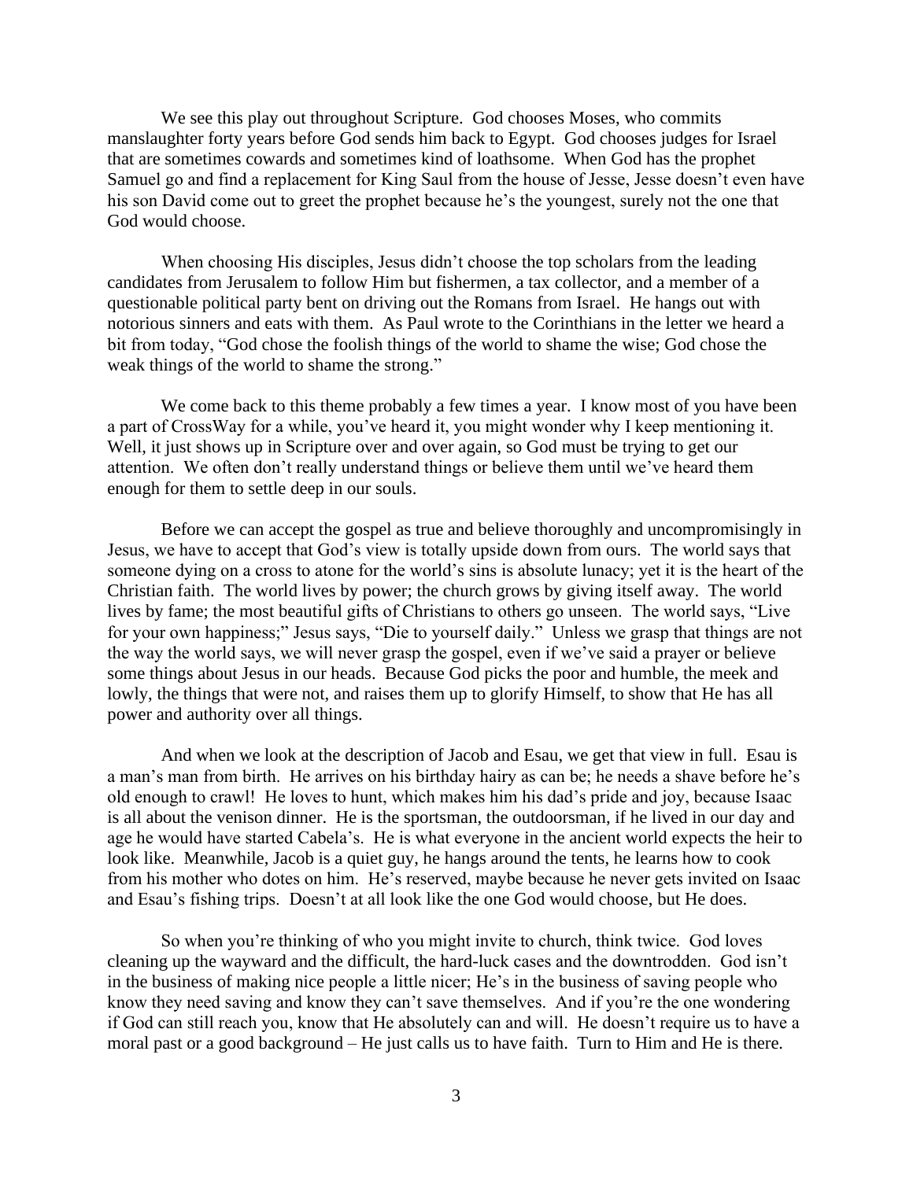We see this play out throughout Scripture. God chooses Moses, who commits manslaughter forty years before God sends him back to Egypt. God chooses judges for Israel that are sometimes cowards and sometimes kind of loathsome. When God has the prophet Samuel go and find a replacement for King Saul from the house of Jesse, Jesse doesn't even have his son David come out to greet the prophet because he's the youngest, surely not the one that God would choose.

When choosing His disciples, Jesus didn't choose the top scholars from the leading candidates from Jerusalem to follow Him but fishermen, a tax collector, and a member of a questionable political party bent on driving out the Romans from Israel. He hangs out with notorious sinners and eats with them. As Paul wrote to the Corinthians in the letter we heard a bit from today, "God chose the foolish things of the world to shame the wise; God chose the weak things of the world to shame the strong."

We come back to this theme probably a few times a year. I know most of you have been a part of CrossWay for a while, you've heard it, you might wonder why I keep mentioning it. Well, it just shows up in Scripture over and over again, so God must be trying to get our attention. We often don't really understand things or believe them until we've heard them enough for them to settle deep in our souls.

Before we can accept the gospel as true and believe thoroughly and uncompromisingly in Jesus, we have to accept that God's view is totally upside down from ours. The world says that someone dying on a cross to atone for the world's sins is absolute lunacy; yet it is the heart of the Christian faith. The world lives by power; the church grows by giving itself away. The world lives by fame; the most beautiful gifts of Christians to others go unseen. The world says, "Live for your own happiness;" Jesus says, "Die to yourself daily." Unless we grasp that things are not the way the world says, we will never grasp the gospel, even if we've said a prayer or believe some things about Jesus in our heads. Because God picks the poor and humble, the meek and lowly, the things that were not, and raises them up to glorify Himself, to show that He has all power and authority over all things.

And when we look at the description of Jacob and Esau, we get that view in full. Esau is a man's man from birth. He arrives on his birthday hairy as can be; he needs a shave before he's old enough to crawl! He loves to hunt, which makes him his dad's pride and joy, because Isaac is all about the venison dinner. He is the sportsman, the outdoorsman, if he lived in our day and age he would have started Cabela's. He is what everyone in the ancient world expects the heir to look like. Meanwhile, Jacob is a quiet guy, he hangs around the tents, he learns how to cook from his mother who dotes on him. He's reserved, maybe because he never gets invited on Isaac and Esau's fishing trips. Doesn't at all look like the one God would choose, but He does.

So when you're thinking of who you might invite to church, think twice. God loves cleaning up the wayward and the difficult, the hard-luck cases and the downtrodden. God isn't in the business of making nice people a little nicer; He's in the business of saving people who know they need saving and know they can't save themselves. And if you're the one wondering if God can still reach you, know that He absolutely can and will. He doesn't require us to have a moral past or a good background – He just calls us to have faith. Turn to Him and He is there.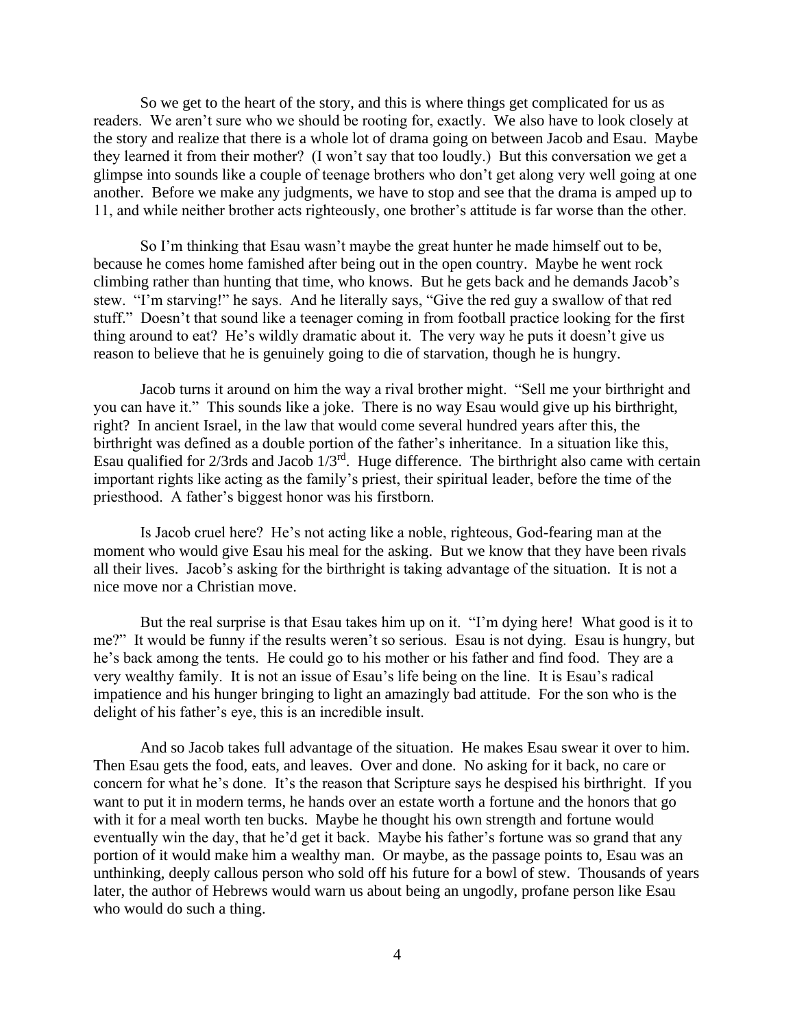So we get to the heart of the story, and this is where things get complicated for us as readers. We aren't sure who we should be rooting for, exactly. We also have to look closely at the story and realize that there is a whole lot of drama going on between Jacob and Esau. Maybe they learned it from their mother? (I won't say that too loudly.) But this conversation we get a glimpse into sounds like a couple of teenage brothers who don't get along very well going at one another. Before we make any judgments, we have to stop and see that the drama is amped up to 11, and while neither brother acts righteously, one brother's attitude is far worse than the other.

So I'm thinking that Esau wasn't maybe the great hunter he made himself out to be, because he comes home famished after being out in the open country. Maybe he went rock climbing rather than hunting that time, who knows. But he gets back and he demands Jacob's stew. "I'm starving!" he says. And he literally says, "Give the red guy a swallow of that red stuff." Doesn't that sound like a teenager coming in from football practice looking for the first thing around to eat? He's wildly dramatic about it. The very way he puts it doesn't give us reason to believe that he is genuinely going to die of starvation, though he is hungry.

Jacob turns it around on him the way a rival brother might. "Sell me your birthright and you can have it." This sounds like a joke. There is no way Esau would give up his birthright, right? In ancient Israel, in the law that would come several hundred years after this, the birthright was defined as a double portion of the father's inheritance. In a situation like this, Esau qualified for 2/3rds and Jacob 1/3rd. Huge difference. The birthright also came with certain important rights like acting as the family's priest, their spiritual leader, before the time of the priesthood. A father's biggest honor was his firstborn.

Is Jacob cruel here? He's not acting like a noble, righteous, God-fearing man at the moment who would give Esau his meal for the asking. But we know that they have been rivals all their lives. Jacob's asking for the birthright is taking advantage of the situation. It is not a nice move nor a Christian move.

But the real surprise is that Esau takes him up on it. "I'm dying here! What good is it to me?" It would be funny if the results weren't so serious. Esau is not dying. Esau is hungry, but he's back among the tents. He could go to his mother or his father and find food. They are a very wealthy family. It is not an issue of Esau's life being on the line. It is Esau's radical impatience and his hunger bringing to light an amazingly bad attitude. For the son who is the delight of his father's eye, this is an incredible insult.

And so Jacob takes full advantage of the situation. He makes Esau swear it over to him. Then Esau gets the food, eats, and leaves. Over and done. No asking for it back, no care or concern for what he's done. It's the reason that Scripture says he despised his birthright. If you want to put it in modern terms, he hands over an estate worth a fortune and the honors that go with it for a meal worth ten bucks. Maybe he thought his own strength and fortune would eventually win the day, that he'd get it back. Maybe his father's fortune was so grand that any portion of it would make him a wealthy man. Or maybe, as the passage points to, Esau was an unthinking, deeply callous person who sold off his future for a bowl of stew. Thousands of years later, the author of Hebrews would warn us about being an ungodly, profane person like Esau who would do such a thing.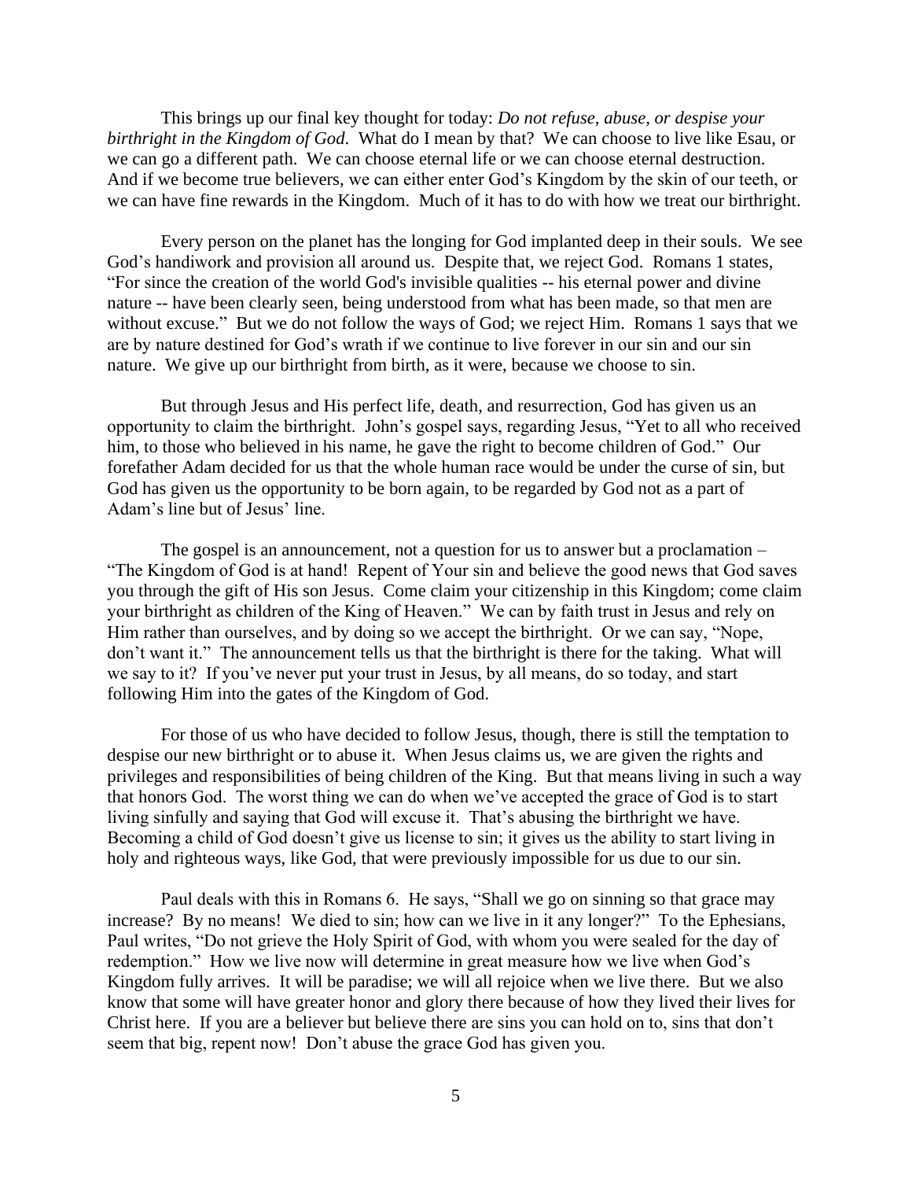This brings up our final key thought for today: *Do not refuse, abuse, or despise your birthright in the Kingdom of God*. What do I mean by that? We can choose to live like Esau, or we can go a different path. We can choose eternal life or we can choose eternal destruction. And if we become true believers, we can either enter God's Kingdom by the skin of our teeth, or we can have fine rewards in the Kingdom. Much of it has to do with how we treat our birthright.

Every person on the planet has the longing for God implanted deep in their souls. We see God's handiwork and provision all around us. Despite that, we reject God. Romans 1 states, "For since the creation of the world God's invisible qualities -- his eternal power and divine nature -- have been clearly seen, being understood from what has been made, so that men are without excuse." But we do not follow the ways of God; we reject Him. Romans 1 says that we are by nature destined for God's wrath if we continue to live forever in our sin and our sin nature. We give up our birthright from birth, as it were, because we choose to sin.

But through Jesus and His perfect life, death, and resurrection, God has given us an opportunity to claim the birthright. John's gospel says, regarding Jesus, "Yet to all who received him, to those who believed in his name, he gave the right to become children of God." Our forefather Adam decided for us that the whole human race would be under the curse of sin, but God has given us the opportunity to be born again, to be regarded by God not as a part of Adam's line but of Jesus' line.

The gospel is an announcement, not a question for us to answer but a proclamation – "The Kingdom of God is at hand! Repent of Your sin and believe the good news that God saves you through the gift of His son Jesus. Come claim your citizenship in this Kingdom; come claim your birthright as children of the King of Heaven." We can by faith trust in Jesus and rely on Him rather than ourselves, and by doing so we accept the birthright. Or we can say, "Nope, don't want it." The announcement tells us that the birthright is there for the taking. What will we say to it? If you've never put your trust in Jesus, by all means, do so today, and start following Him into the gates of the Kingdom of God.

For those of us who have decided to follow Jesus, though, there is still the temptation to despise our new birthright or to abuse it. When Jesus claims us, we are given the rights and privileges and responsibilities of being children of the King. But that means living in such a way that honors God. The worst thing we can do when we've accepted the grace of God is to start living sinfully and saying that God will excuse it. That's abusing the birthright we have. Becoming a child of God doesn't give us license to sin; it gives us the ability to start living in holy and righteous ways, like God, that were previously impossible for us due to our sin.

Paul deals with this in Romans 6. He says, "Shall we go on sinning so that grace may increase? By no means! We died to sin; how can we live in it any longer?" To the Ephesians, Paul writes, "Do not grieve the Holy Spirit of God, with whom you were sealed for the day of redemption." How we live now will determine in great measure how we live when God's Kingdom fully arrives. It will be paradise; we will all rejoice when we live there. But we also know that some will have greater honor and glory there because of how they lived their lives for Christ here. If you are a believer but believe there are sins you can hold on to, sins that don't seem that big, repent now! Don't abuse the grace God has given you.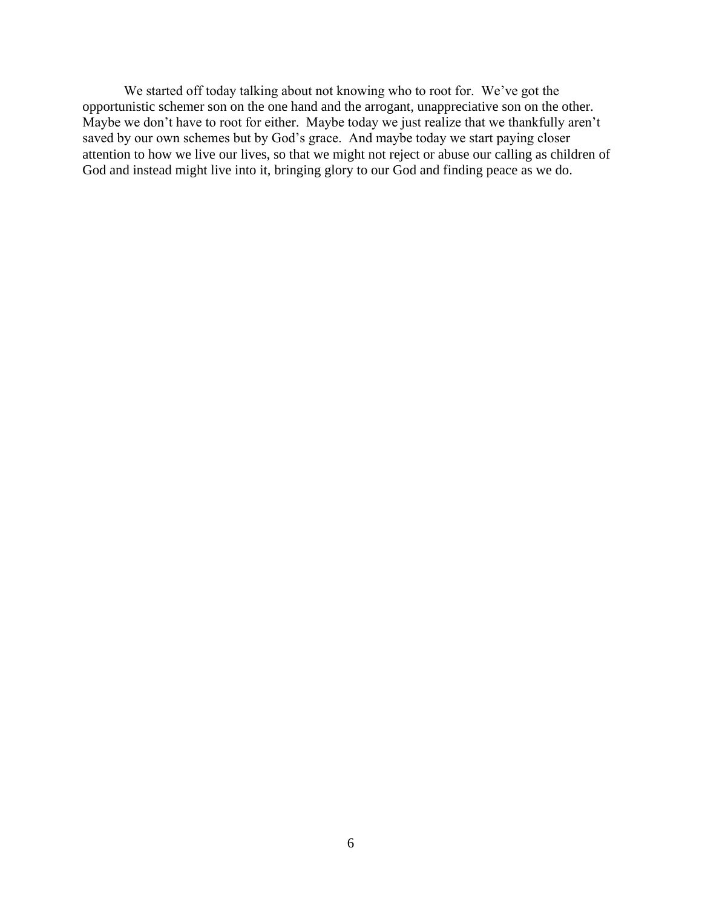We started off today talking about not knowing who to root for. We've got the opportunistic schemer son on the one hand and the arrogant, unappreciative son on the other. Maybe we don't have to root for either. Maybe today we just realize that we thankfully aren't saved by our own schemes but by God's grace. And maybe today we start paying closer attention to how we live our lives, so that we might not reject or abuse our calling as children of God and instead might live into it, bringing glory to our God and finding peace as we do.